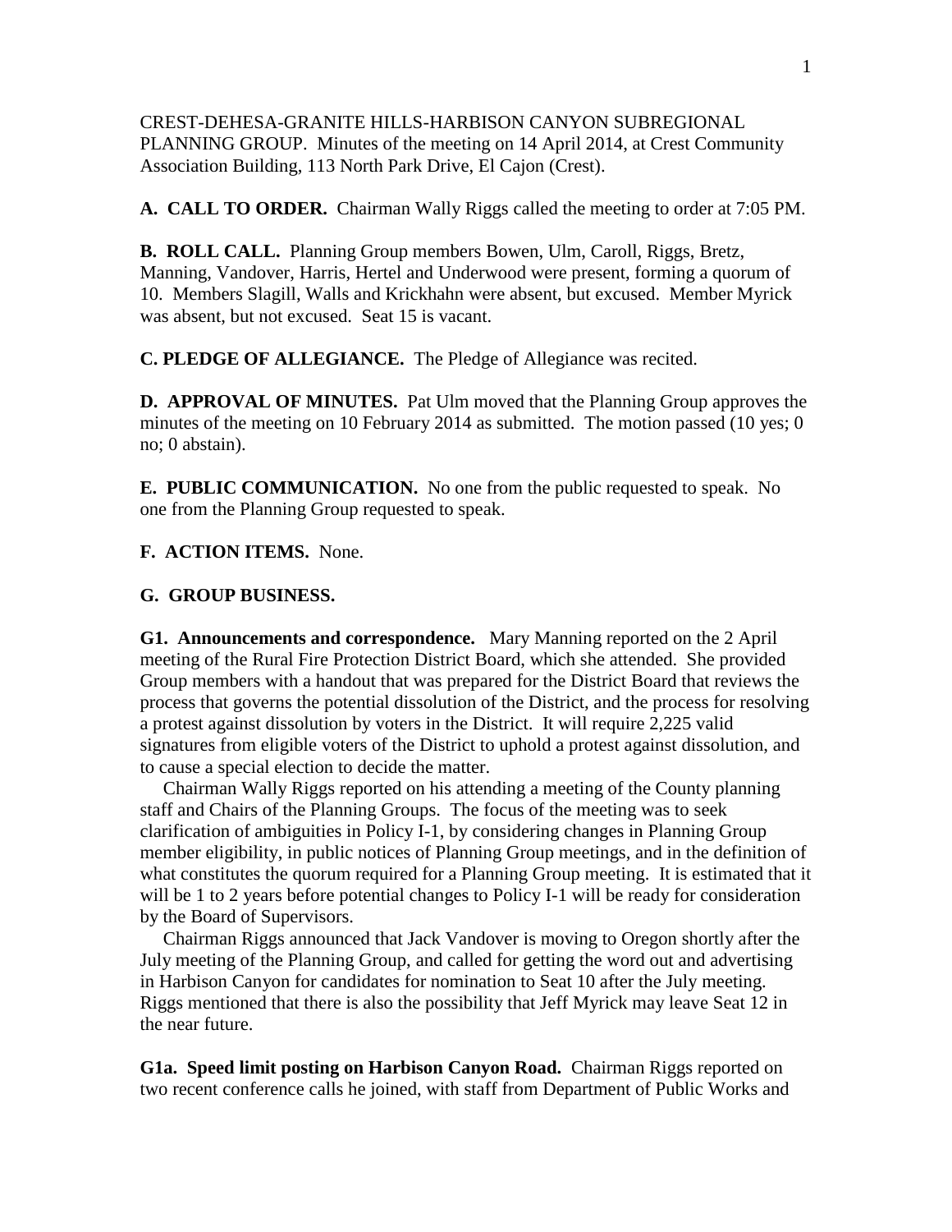CREST-DEHESA-GRANITE HILLS-HARBISON CANYON SUBREGIONAL PLANNING GROUP. Minutes of the meeting on 14 April 2014, at Crest Community Association Building, 113 North Park Drive, El Cajon (Crest).

**A. CALL TO ORDER.** Chairman Wally Riggs called the meeting to order at 7:05 PM.

**B. ROLL CALL.** Planning Group members Bowen, Ulm, Caroll, Riggs, Bretz, Manning, Vandover, Harris, Hertel and Underwood were present, forming a quorum of 10. Members Slagill, Walls and Krickhahn were absent, but excused. Member Myrick was absent, but not excused. Seat 15 is vacant.

**C. PLEDGE OF ALLEGIANCE.** The Pledge of Allegiance was recited.

**D. APPROVAL OF MINUTES.** Pat Ulm moved that the Planning Group approves the minutes of the meeting on 10 February 2014 as submitted. The motion passed (10 yes; 0 no; 0 abstain).

**E. PUBLIC COMMUNICATION.** No one from the public requested to speak. No one from the Planning Group requested to speak.

**F. ACTION ITEMS.** None.

**G. GROUP BUSINESS.**

**G1. Announcements and correspondence.** Mary Manning reported on the 2 April meeting of the Rural Fire Protection District Board, which she attended. She provided Group members with a handout that was prepared for the District Board that reviews the process that governs the potential dissolution of the District, and the process for resolving a protest against dissolution by voters in the District. It will require 2,225 valid signatures from eligible voters of the District to uphold a protest against dissolution, and to cause a special election to decide the matter.

Chairman Wally Riggs reported on his attending a meeting of the County planning staff and Chairs of the Planning Groups. The focus of the meeting was to seek clarification of ambiguities in Policy I-1, by considering changes in Planning Group member eligibility, in public notices of Planning Group meetings, and in the definition of what constitutes the quorum required for a Planning Group meeting. It is estimated that it will be 1 to 2 years before potential changes to Policy I-1 will be ready for consideration by the Board of Supervisors.

Chairman Riggs announced that Jack Vandover is moving to Oregon shortly after the July meeting of the Planning Group, and called for getting the word out and advertising in Harbison Canyon for candidates for nomination to Seat 10 after the July meeting. Riggs mentioned that there is also the possibility that Jeff Myrick may leave Seat 12 in the near future.

**G1a. Speed limit posting on Harbison Canyon Road.** Chairman Riggs reported on two recent conference calls he joined, with staff from Department of Public Works and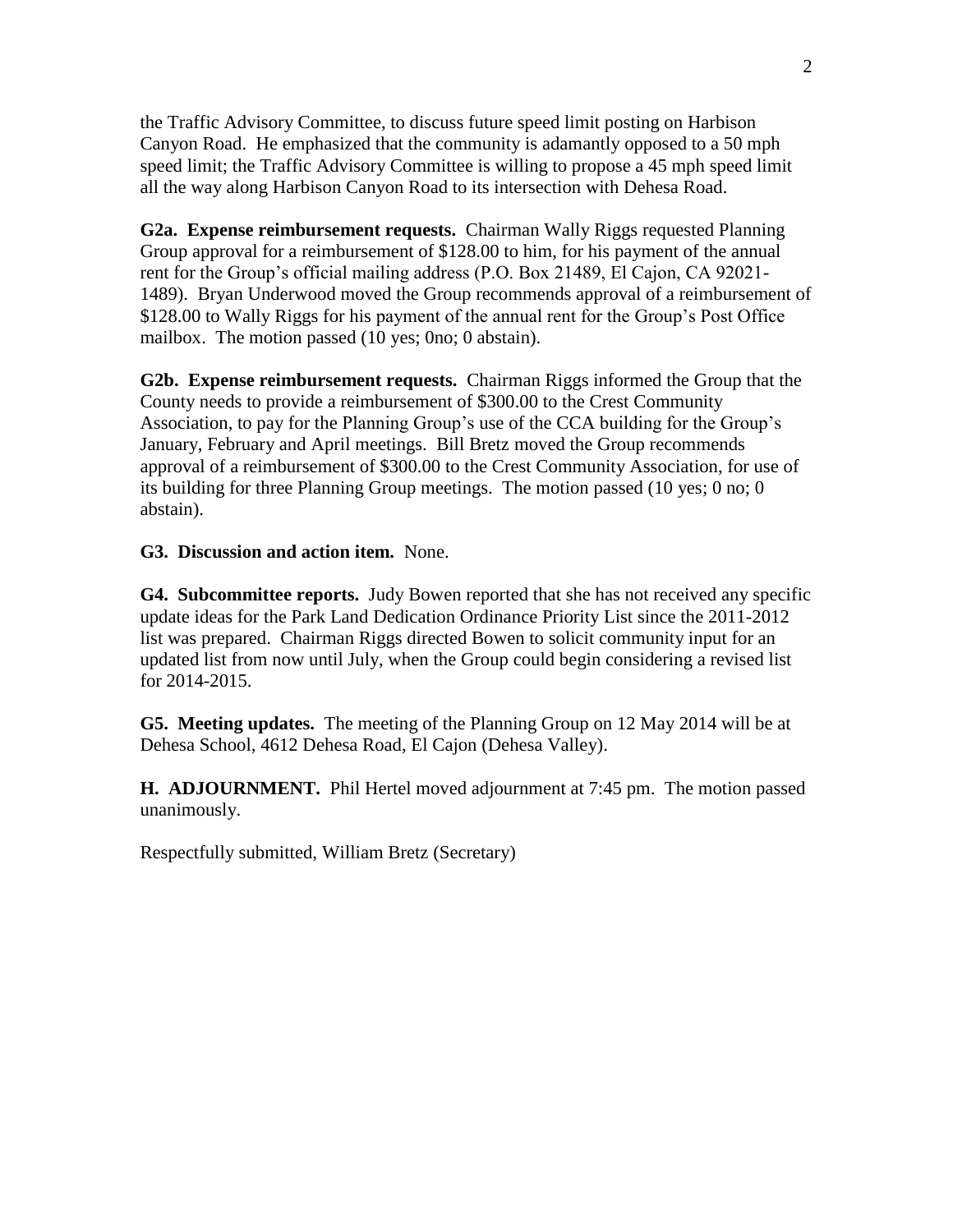the Traffic Advisory Committee, to discuss future speed limit posting on Harbison Canyon Road. He emphasized that the community is adamantly opposed to a 50 mph speed limit; the Traffic Advisory Committee is willing to propose a 45 mph speed limit all the way along Harbison Canyon Road to its intersection with Dehesa Road.

**G2a. Expense reimbursement requests.** Chairman Wally Riggs requested Planning Group approval for a reimbursement of $128.00 to him, for his payment of the annual rent for the Group's official mailing address (P.O. Box 21489, El Cajon, CA 92021-1489). Bryan Underwood moved the Group recommends approval of a reimbursement of $128.00 to Wally Riggs for his payment of the annual rent for the Group's Post Office mailbox. The motion passed (10 yes; 0no; 0 abstain).

**G2b. Expense reimbursement requests.** Chairman Riggs informed the Group that the County needs to provide a reimbursement of $300.00 to the Crest Community Association, to pay for the Planning Group's use of the CCA building for the Group's January, February and April meetings. Bill Bretz moved the Group recommends approval of a reimbursement of $300.00 to the Crest Community Association, for use of its building for three Planning Group meetings. The motion passed (10 yes; 0 no; 0 abstain).

**G3. Discussion and action item.** None.

**G4. Subcommittee reports.** Judy Bowen reported that she has not received any specific update ideas for the Park Land Dedication Ordinance Priority List since the 2011-2012 list was prepared. Chairman Riggs directed Bowen to solicit community input for an updated list from now until July, when the Group could begin considering a revised list for 2014-2015.

**G5. Meeting updates.** The meeting of the Planning Group on 12 May 2014 will be at Dehesa School, 4612 Dehesa Road, El Cajon (Dehesa Valley).

**H. ADJOURNMENT.** Phil Hertel moved adjournment at 7:45 pm. The motion passed unanimously.

Respectfully submitted, William Bretz (Secretary)